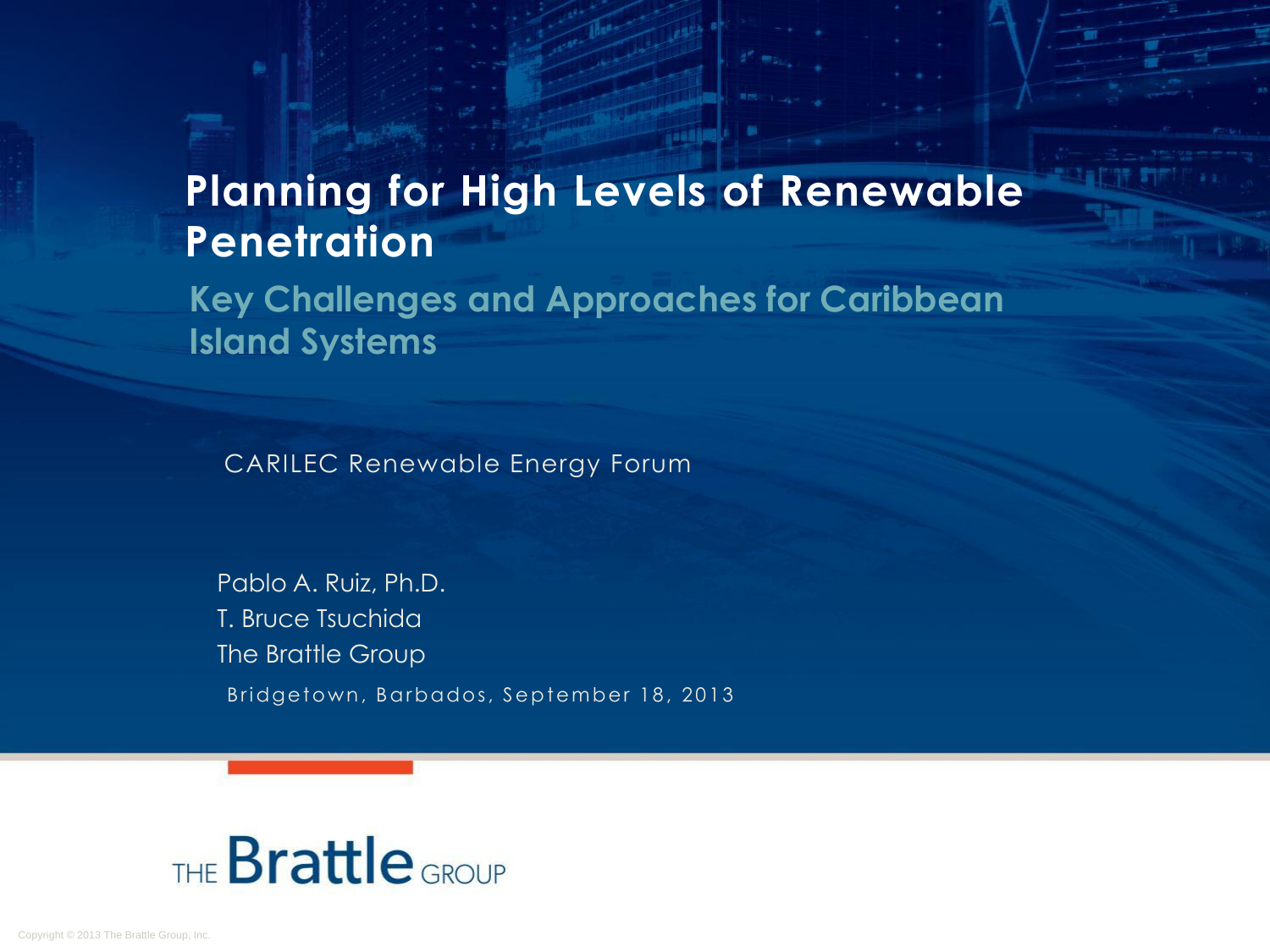# Planning for High Levels of Renewable Penetration

## Key Challenges and Approaches for Caribbean Island Systems

CARILEC Renewable Energy Forum

Pablo A. Ruiz, Ph.D.
T. Bruce Tsuchida
The Brattle Group

Bridgetown, Barbados, September 18, 2013

THE Brattle GROUP

Copyright © 2013 The Brattle Group, Inc.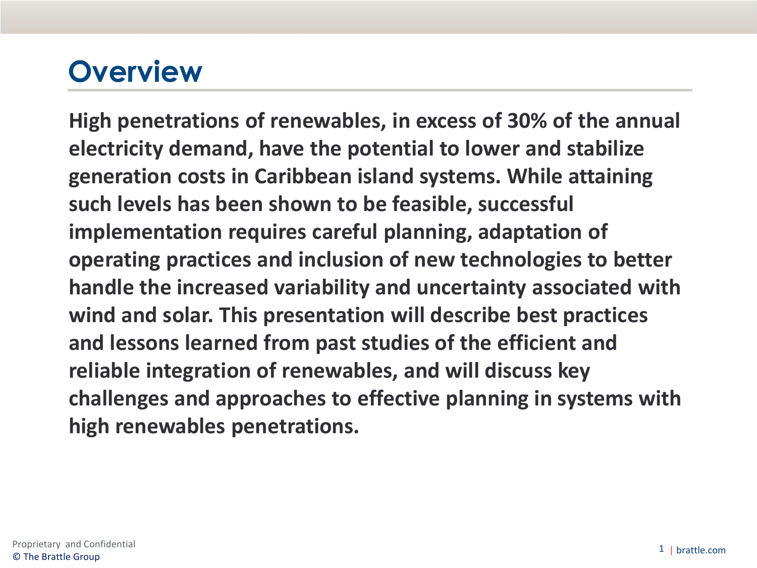# Overview

**High penetrations of renewables, in excess of 30% of the annual electricity demand, have the potential to lower and stabilize generation costs in Caribbean island systems. While attaining such levels has been shown to be feasible, successful implementation requires careful planning, adaptation of operating practices and inclusion of new technologies to better handle the increased variability and uncertainty associated with wind and solar. This presentation will describe best practices and lessons learned from past studies of the efficient and reliable integration of renewables, and will discuss key challenges and approaches to effective planning in systems with high renewables penetrations.**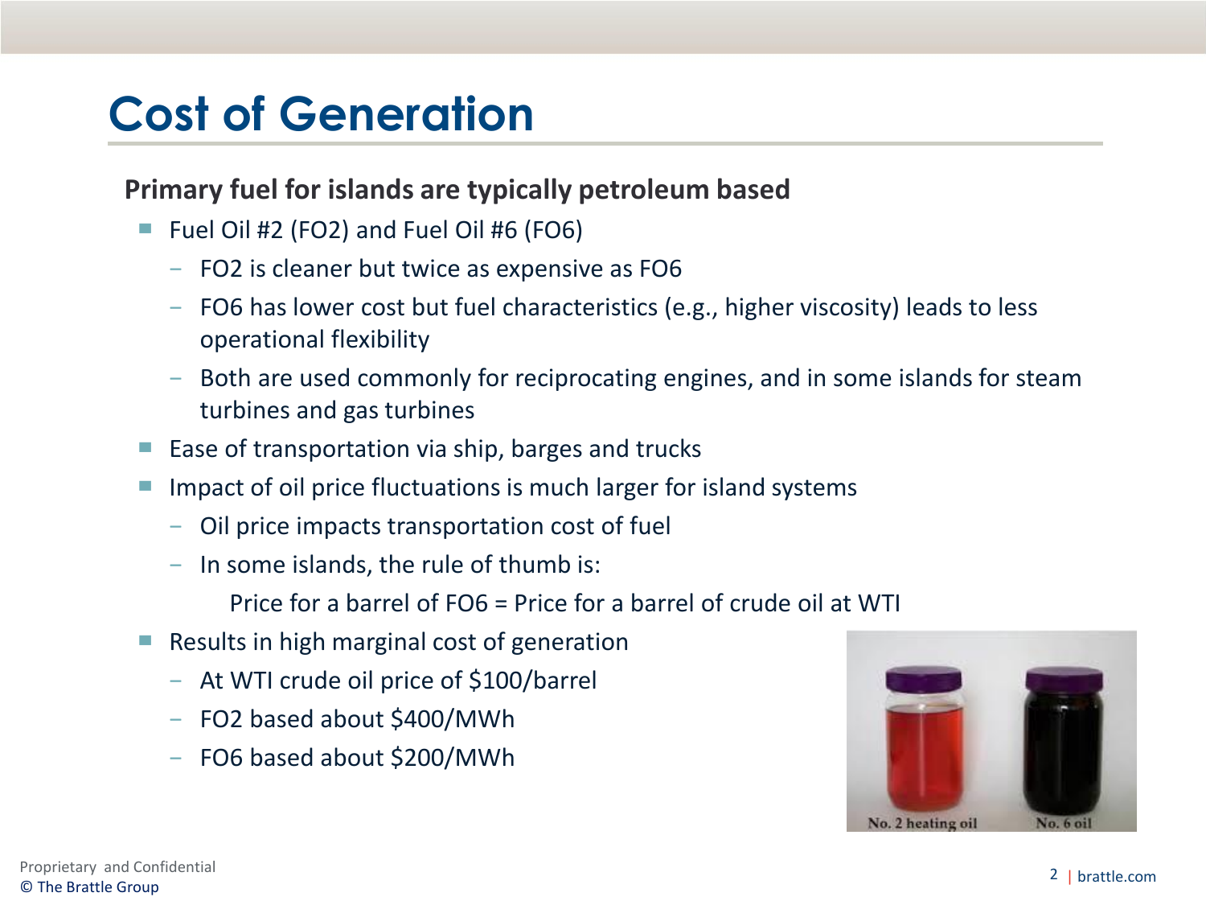# Cost of Generation

**Primary fuel for islands are typically petroleum based**

- Fuel Oil #2 (FO2) and Fuel Oil #6 (FO6)
  - FO2 is cleaner but twice as expensive as FO6
  - FO6 has lower cost but fuel characteristics (e.g., higher viscosity) leads to less operational flexibility
  - Both are used commonly for reciprocating engines, and in some islands for steam turbines and gas turbines
- Ease of transportation via ship, barges and trucks
- Impact of oil price fluctuations is much larger for island systems
  - Oil price impacts transportation cost of fuel
  - In some islands, the rule of thumb is:

    Price for a barrel of FO6 = Price for a barrel of crude oil at WTI
- Results in high marginal cost of generation
  - At WTI crude oil price of $100/barrel
  - FO2 based about $400/MWh
  - FO6 based about $200/MWh

No. 2 heating oil　No. 6 oil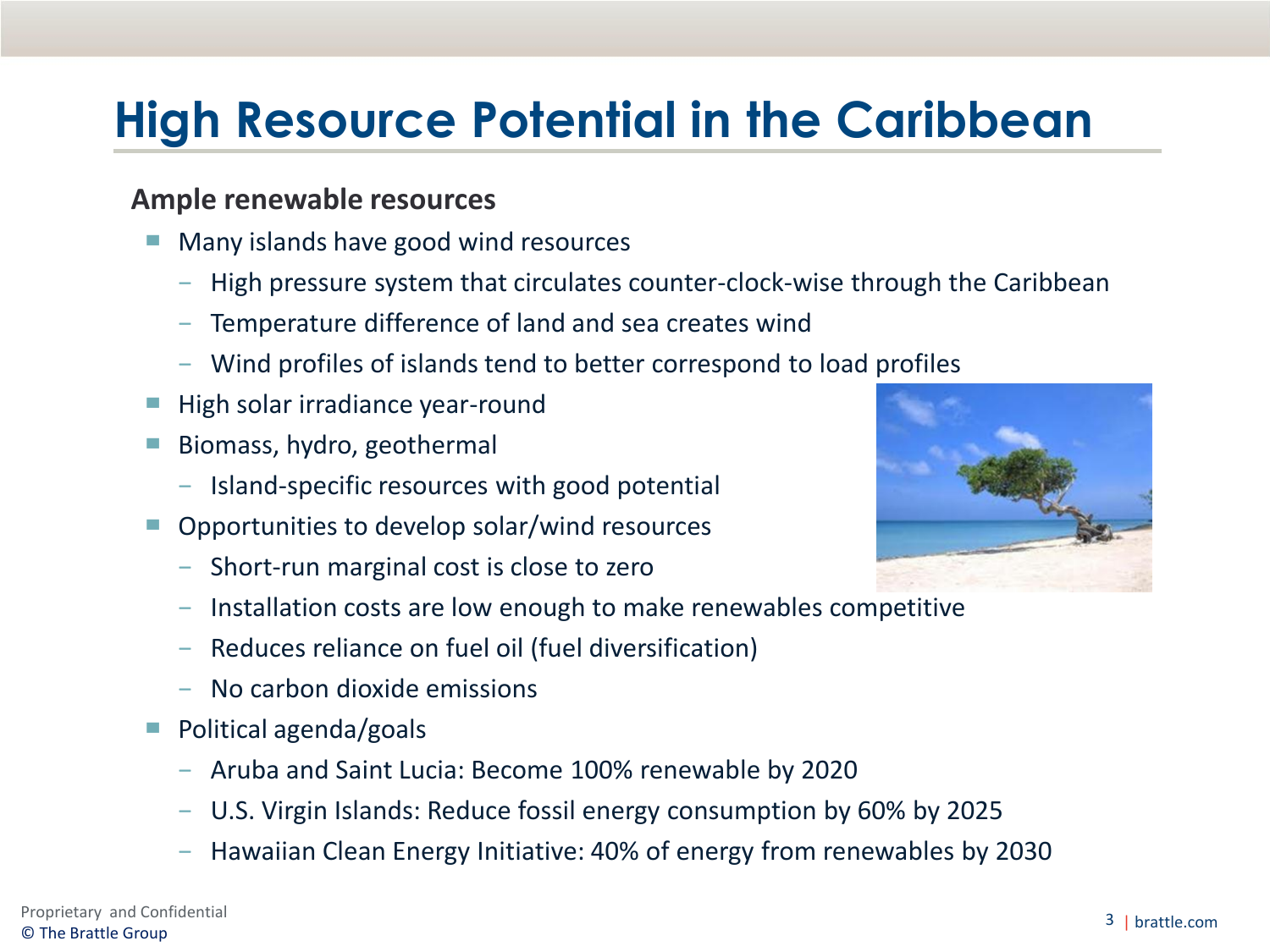# High Resource Potential in the Caribbean

**Ample renewable resources**

- Many islands have good wind resources
  - High pressure system that circulates counter-clock-wise through the Caribbean
  - Temperature difference of land and sea creates wind
  - Wind profiles of islands tend to better correspond to load profiles
- High solar irradiance year-round
- Biomass, hydro, geothermal
  - Island-specific resources with good potential
- Opportunities to develop solar/wind resources
  - Short-run marginal cost is close to zero
  - Installation costs are low enough to make renewables competitive
  - Reduces reliance on fuel oil (fuel diversification)
  - No carbon dioxide emissions
- Political agenda/goals
  - Aruba and Saint Lucia: Become 100% renewable by 2020
  - U.S. Virgin Islands: Reduce fossil energy consumption by 60% by 2025
  - Hawaiian Clean Energy Initiative: 40% of energy from renewables by 2030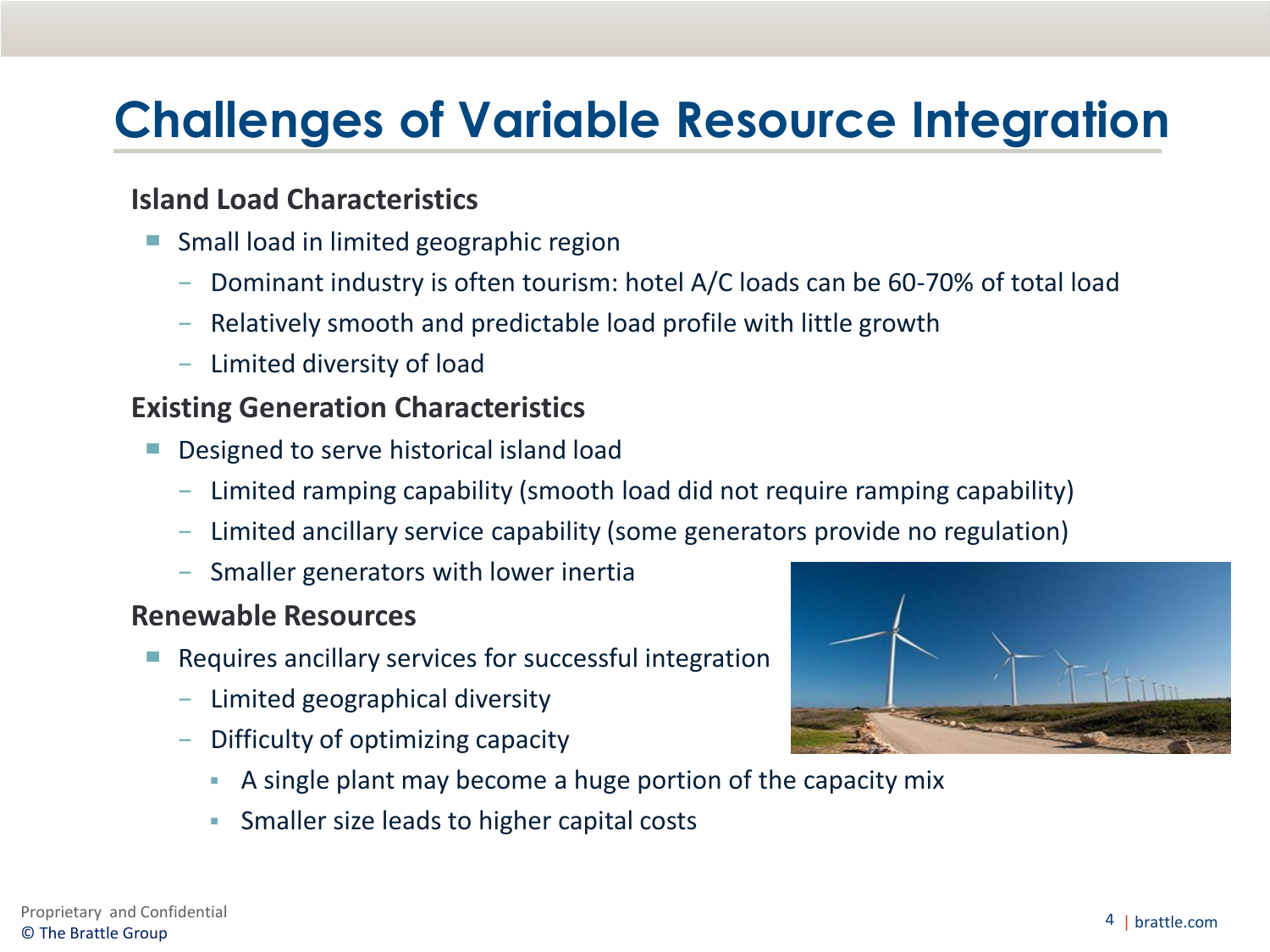# Challenges of Variable Resource Integration

**Island Load Characteristics**

- Small load in limited geographic region
  - Dominant industry is often tourism: hotel A/C loads can be 60-70% of total load
  - Relatively smooth and predictable load profile with little growth
  - Limited diversity of load

**Existing Generation Characteristics**

- Designed to serve historical island load
  - Limited ramping capability (smooth load did not require ramping capability)
  - Limited ancillary service capability (some generators provide no regulation)
  - Smaller generators with lower inertia

**Renewable Resources**

- Requires ancillary services for successful integration
  - Limited geographical diversity
  - Difficulty of optimizing capacity
    - A single plant may become a huge portion of the capacity mix
    - Smaller size leads to higher capital costs

Proprietary and Confidential
© The Brattle Group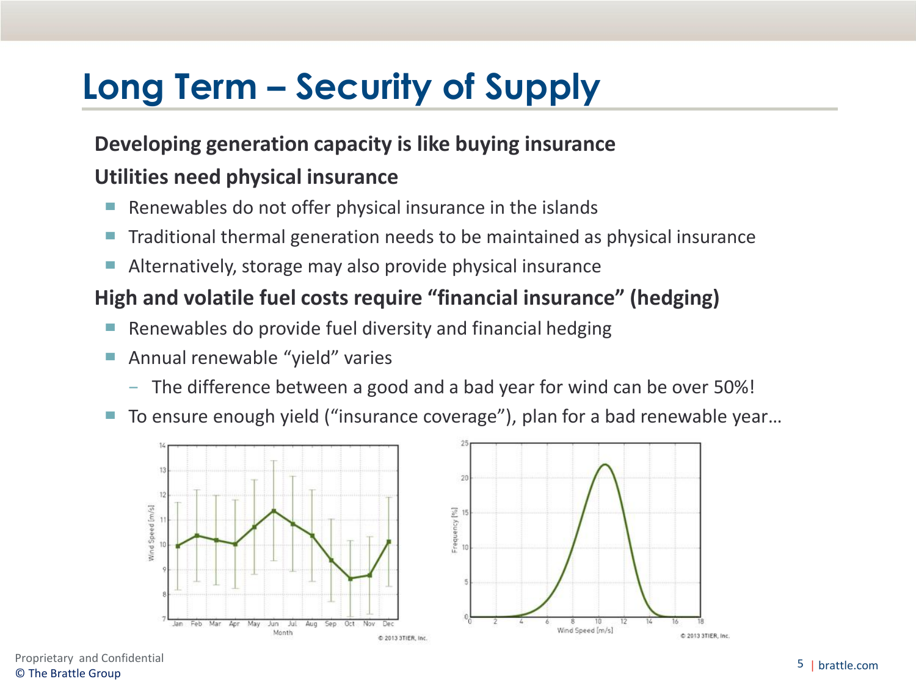# Long Term – Security of Supply

**Developing generation capacity is like buying insurance**

**Utilities need physical insurance**

- Renewables do not offer physical insurance in the islands
- Traditional thermal generation needs to be maintained as physical insurance
- Alternatively, storage may also provide physical insurance

**High and volatile fuel costs require "financial insurance" (hedging)**

- Renewables do provide fuel diversity and financial hedging
- Annual renewable "yield" varies
  - The difference between a good and a bad year for wind can be over 50%!
- To ensure enough yield ("insurance coverage"), plan for a bad renewable year…

Wind Speed [m/s] by Month (Jan–Dec) © 2013 3TIER, Inc.

Frequency [%] vs. Wind Speed [m/s] © 2013 3TIER, Inc.

Proprietary and Confidential
© The Brattle Group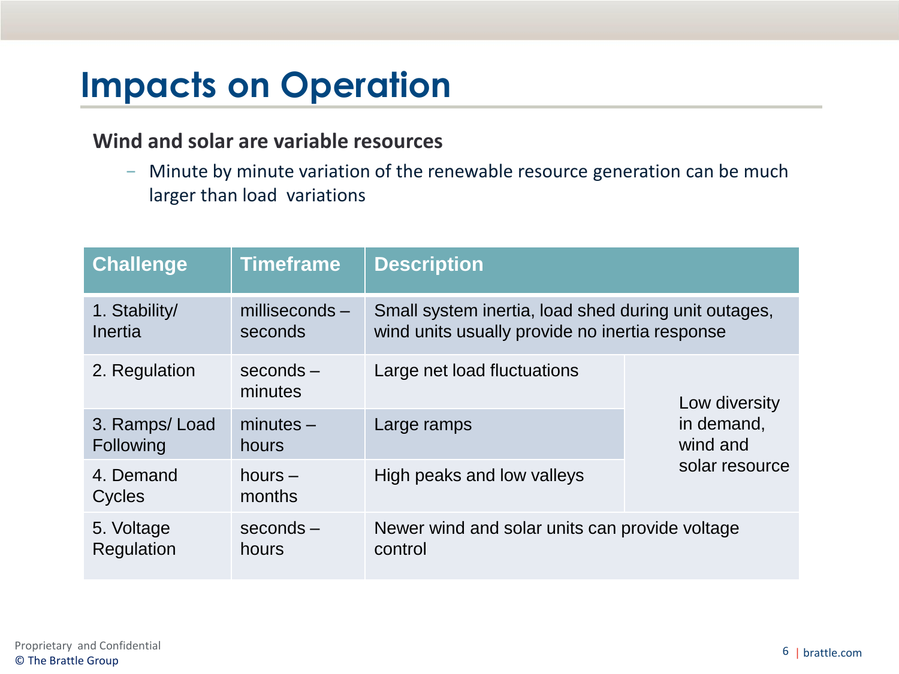# Impacts on Operation

**Wind and solar are variable resources**

- Minute by minute variation of the renewable resource generation can be much larger than load variations

| Challenge | Timeframe | Description | |
|---|---|---|---|
| 1. Stability/ Inertia | milliseconds – seconds | Small system inertia, load shed during unit outages, wind units usually provide no inertia response | |
| 2. Regulation | seconds – minutes | Large net load fluctuations | Low diversity in demand, wind and solar resource |
| 3. Ramps/ Load Following | minutes – hours | Large ramps | |
| 4. Demand Cycles | hours – months | High peaks and low valleys | |
| 5. Voltage Regulation | seconds – hours | Newer wind and solar units can provide voltage control | |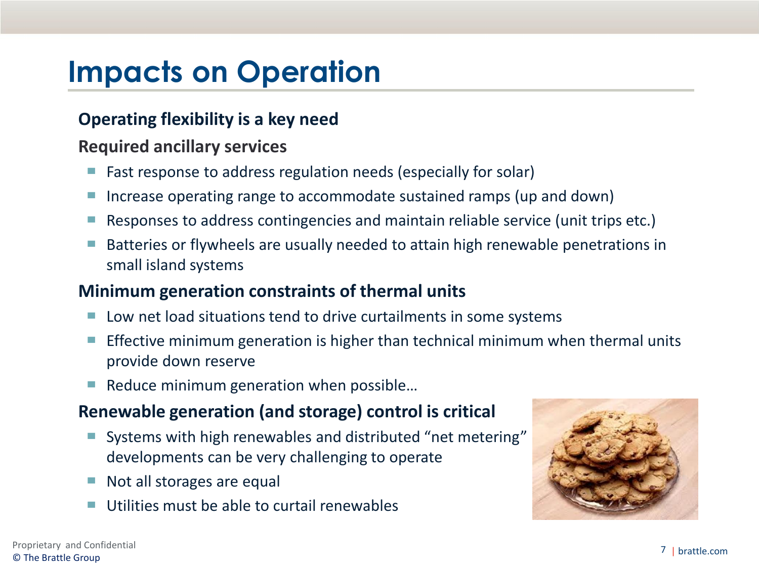# Impacts on Operation

**Operating flexibility is a key need**

**Required ancillary services**

- Fast response to address regulation needs (especially for solar)
- Increase operating range to accommodate sustained ramps (up and down)
- Responses to address contingencies and maintain reliable service (unit trips etc.)
- Batteries or flywheels are usually needed to attain high renewable penetrations in small island systems

**Minimum generation constraints of thermal units**

- Low net load situations tend to drive curtailments in some systems
- Effective minimum generation is higher than technical minimum when thermal units provide down reserve
- Reduce minimum generation when possible…

**Renewable generation (and storage) control is critical**

- Systems with high renewables and distributed "net metering" developments can be very challenging to operate
- Not all storages are equal
- Utilities must be able to curtail renewables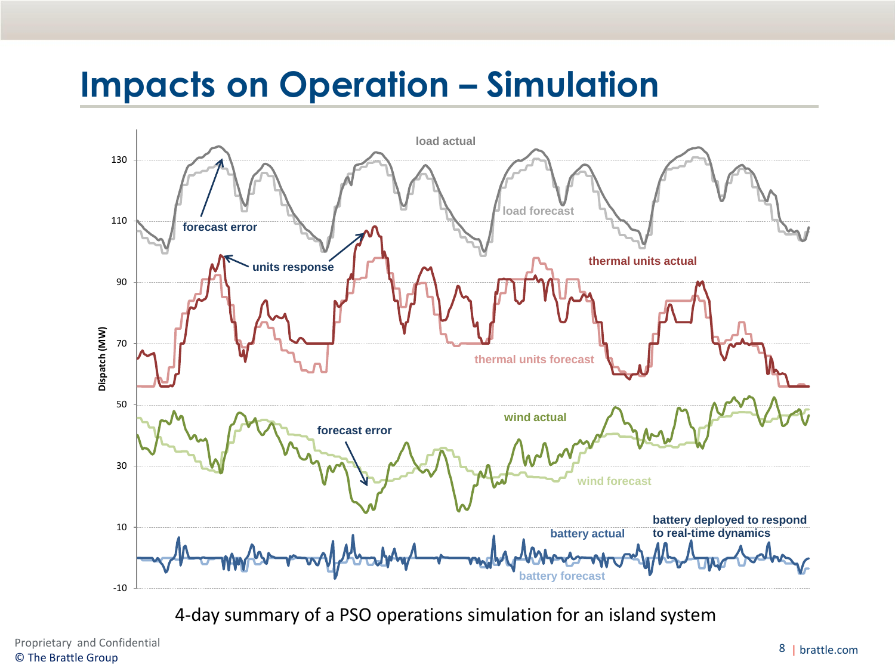# Impacts on Operation – Simulation

4-day summary of a PSO operations simulation for an island system

Proprietary and Confidential
© The Brattle Group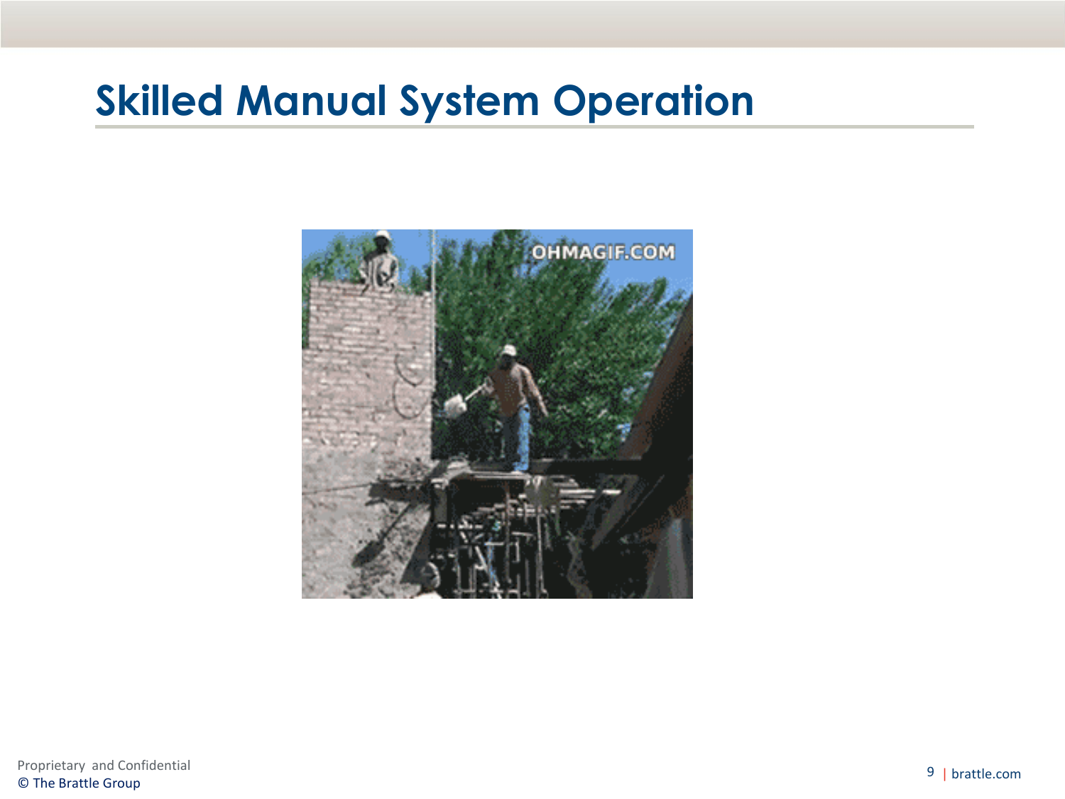# Skilled Manual System Operation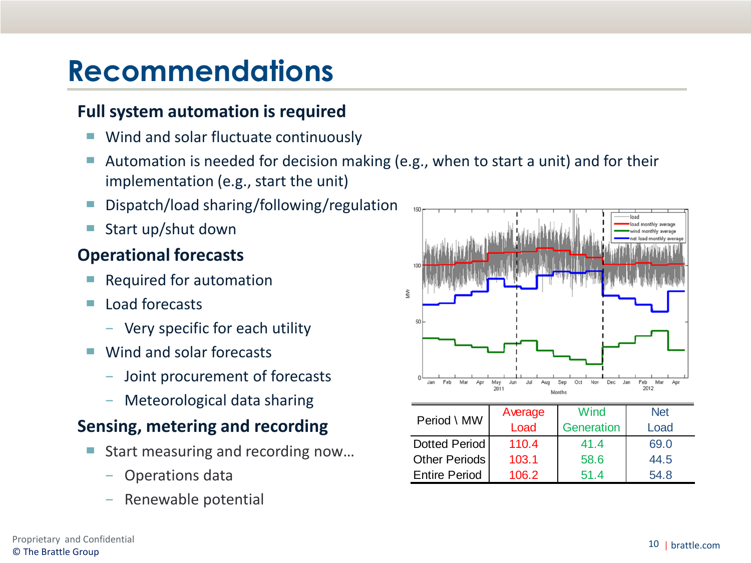# Recommendations

## Full system automation is required

- Wind and solar fluctuate continuously
- Automation is needed for decision making (e.g., when to start a unit) and for their implementation (e.g., start the unit)
- Dispatch/load sharing/following/regulation
- Start up/shut down

## Operational forecasts

- Required for automation
- Load forecasts
  - Very specific for each utility
- Wind and solar forecasts
  - Joint procurement of forecasts
  - Meteorological data sharing

## Sensing, metering and recording

- Start measuring and recording now…
  - Operations data
  - Renewable potential

| Period \ MW | Average Load | Wind Generation | Net Load |
|---|---|---|---|
| Dotted Period | 110.4 | 41.4 | 69.0 |
| Other Periods | 103.1 | 58.6 | 44.5 |
| Entire Period | 106.2 | 51.4 | 54.8 |

Proprietary and Confidential
© The Brattle Group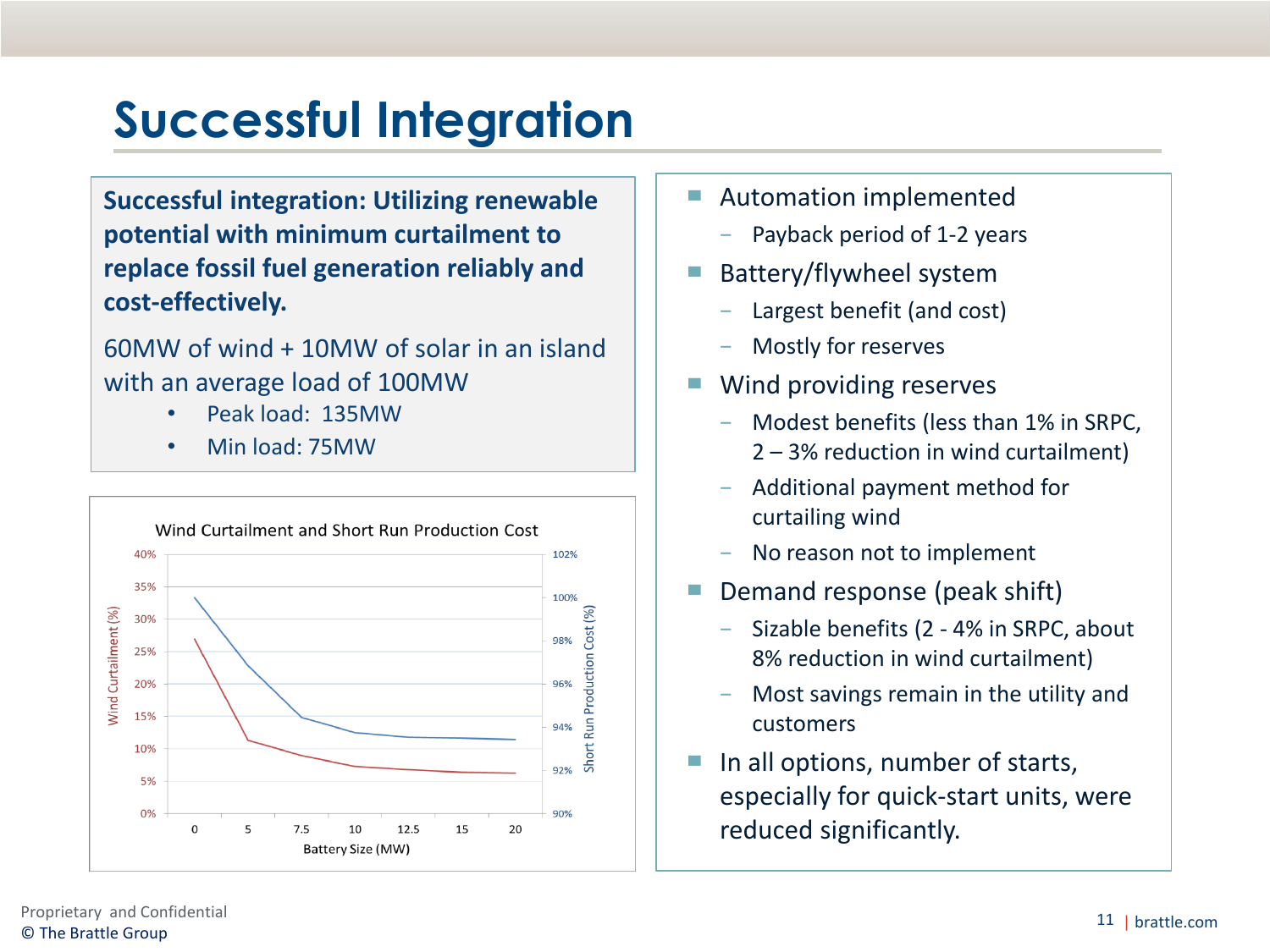# Successful Integration

**Successful integration: Utilizing renewable potential with minimum curtailment to replace fossil fuel generation reliably and cost-effectively.**

60MW of wind + 10MW of solar in an island with an average load of 100MW

- Peak load: 135MW
- Min load: 75MW

Wind Curtailment and Short Run Production Cost

Wind Curtailment (%) | Short Run Production Cost (%) | Battery Size (MW)

- Automation implemented
  - Payback period of 1-2 years
- Battery/flywheel system
  - Largest benefit (and cost)
  - Mostly for reserves
- Wind providing reserves
  - Modest benefits (less than 1% in SRPC, 2 – 3% reduction in wind curtailment)
  - Additional payment method for curtailing wind
  - No reason not to implement
- Demand response (peak shift)
  - Sizable benefits (2 - 4% in SRPC, about 8% reduction in wind curtailment)
  - Most savings remain in the utility and customers
- In all options, number of starts, especially for quick-start units, were reduced significantly.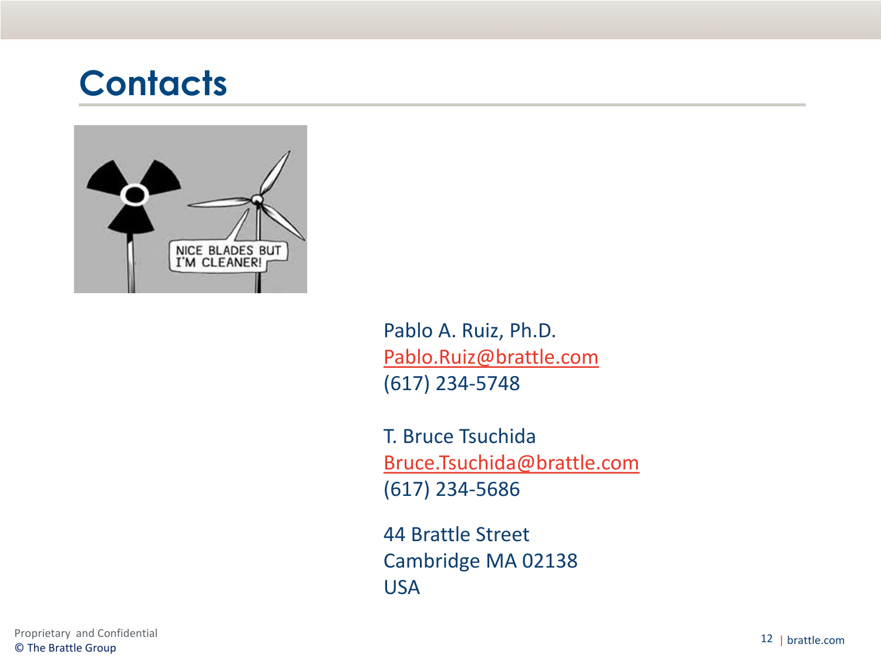# Contacts

Pablo A. Ruiz, Ph.D.
Pablo.Ruiz@brattle.com
(617) 234-5748

T. Bruce Tsuchida
Bruce.Tsuchida@brattle.com
(617) 234-5686

44 Brattle Street
Cambridge MA 02138
USA

Proprietary and Confidential
© The Brattle Group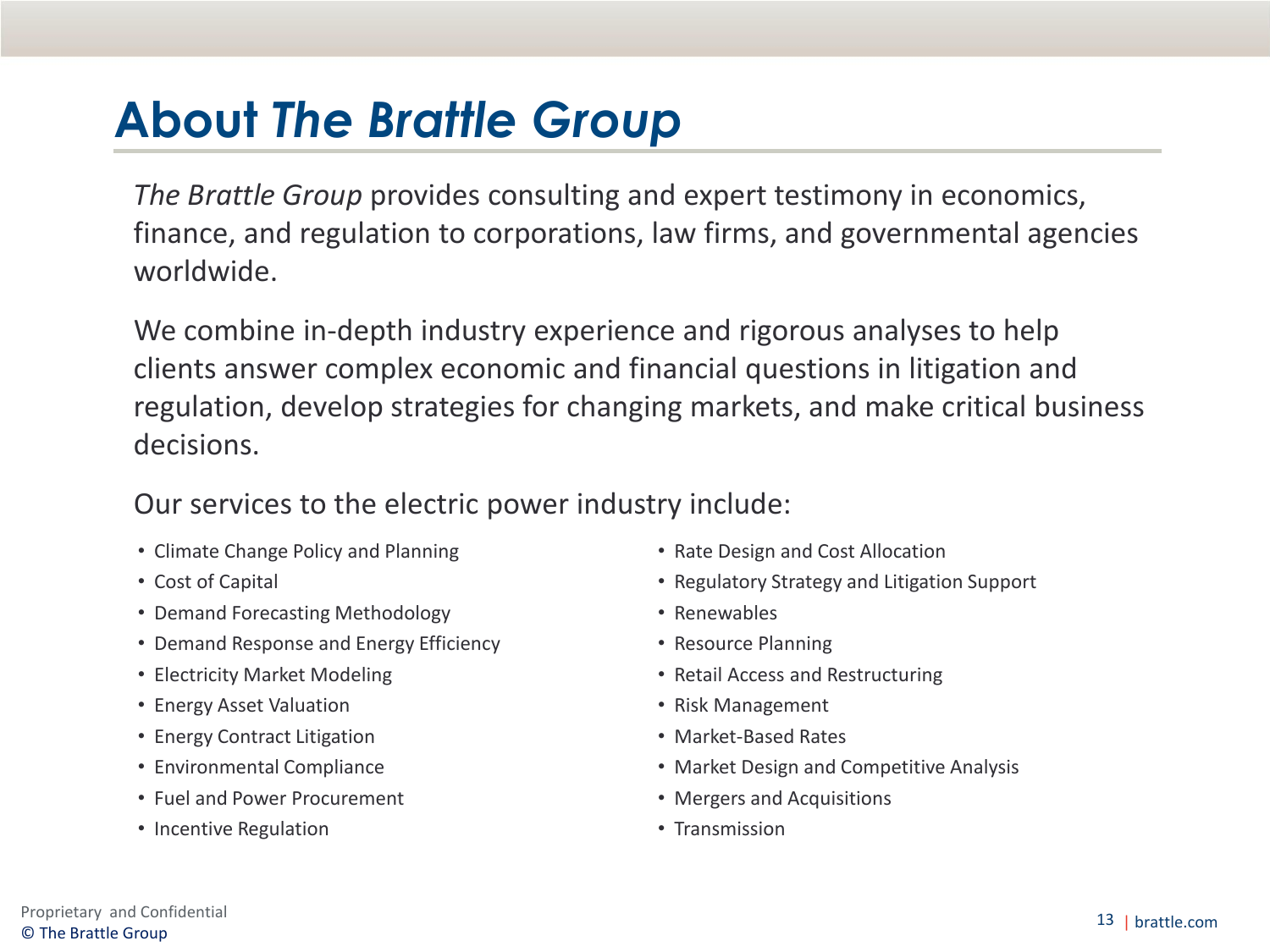# About *The Brattle Group*

*The Brattle Group* provides consulting and expert testimony in economics, finance, and regulation to corporations, law firms, and governmental agencies worldwide.

We combine in-depth industry experience and rigorous analyses to help clients answer complex economic and financial questions in litigation and regulation, develop strategies for changing markets, and make critical business decisions.

Our services to the electric power industry include:

- Climate Change Policy and Planning
- Cost of Capital
- Demand Forecasting Methodology
- Demand Response and Energy Efficiency
- Electricity Market Modeling
- Energy Asset Valuation
- Energy Contract Litigation
- Environmental Compliance
- Fuel and Power Procurement
- Incentive Regulation
- Rate Design and Cost Allocation
- Regulatory Strategy and Litigation Support
- Renewables
- Resource Planning
- Retail Access and Restructuring
- Risk Management
- Market-Based Rates
- Market Design and Competitive Analysis
- Mergers and Acquisitions
- Transmission

Proprietary and Confidential
© The Brattle Group